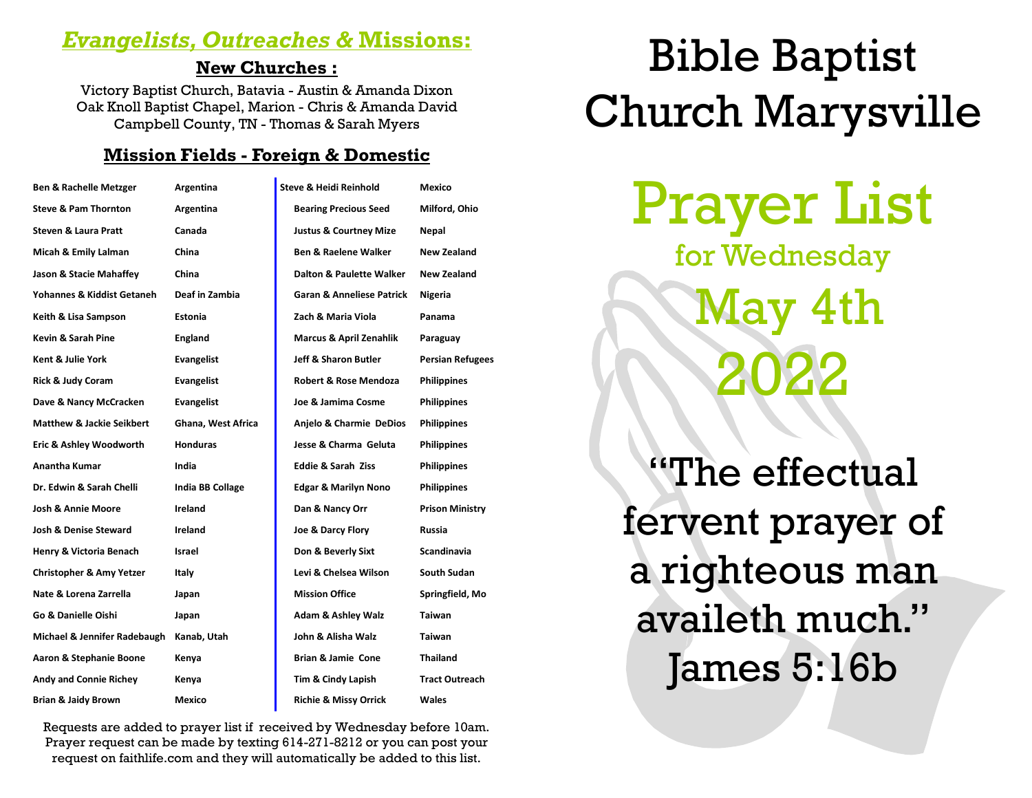## *Evangelists, Outreaches &* Missions:

### New Churches :

Victory Baptist Church, Batavia - Austin & Amanda Dixon
Oak Knoll Baptist Chapel, Marion - Chris & Amanda David
Campbell County, TN - Thomas & Sarah Myers

### Mission Fields - Foreign & Domestic

| Missionary | Field |
|---|---|
| **Ben & Rachelle Metzger** | **Argentina** |
| **Steve & Pam Thornton** | **Argentina** |
| **Steven & Laura Pratt** | **Canada** |
| **Micah & Emily Lalman** | **China** |
| **Jason & Stacie Mahaffey** | **China** |
| **Yohannes & Kiddist Getaneh** | **Deaf in Zambia** |
| **Keith & Lisa Sampson** | **Estonia** |
| **Kevin & Sarah Pine** | **England** |
| **Kent & Julie York** | **Evangelist** |
| **Rick & Judy Coram** | **Evangelist** |
| **Dave & Nancy McCracken** | **Evangelist** |
| **Matthew & Jackie Seikbert** | **Ghana, West Africa** |
| **Eric & Ashley Woodworth** | **Honduras** |
| **Anantha Kumar** | **India** |
| **Dr. Edwin & Sarah Chelli** | **India BB Collage** |
| **Josh & Annie Moore** | **Ireland** |
| **Josh & Denise Steward** | **Ireland** |
| **Henry & Victoria Benach** | **Israel** |
| **Christopher & Amy Yetzer** | **Italy** |
| **Nate & Lorena Zarrella** | **Japan** |
| **Go & Danielle Oishi** | **Japan** |
| **Michael & Jennifer Radebaugh** | **Kanab, Utah** |
| **Aaron & Stephanie Boone** | **Kenya** |
| **Andy and Connie Richey** | **Kenya** |
| **Brian & Jaidy Brown** | **Mexico** |
| **Steve & Heidi Reinhold** | **Mexico** |
| **Bearing Precious Seed** | **Milford, Ohio** |
| **Justus & Courtney Mize** | **Nepal** |
| **Ben & Raelene Walker** | **New Zealand** |
| **Dalton & Paulette Walker** | **New Zealand** |
| **Garan & Anneliese Patrick** | **Nigeria** |
| **Zach & Maria Viola** | **Panama** |
| **Marcus & April Zenahlik** | **Paraguay** |
| **Jeff & Sharon Butler** | **Persian Refugees** |
| **Robert & Rose Mendoza** | **Philippines** |
| **Joe & Jamima Cosme** | **Philippines** |
| **Anjelo & Charmie DeDios** | **Philippines** |
| **Jesse & Charma Geluta** | **Philippines** |
| **Eddie & Sarah Ziss** | **Philippines** |
| **Edgar & Marilyn Nono** | **Philippines** |
| **Dan & Nancy Orr** | **Prison Ministry** |
| **Joe & Darcy Flory** | **Russia** |
| **Don & Beverly Sixt** | **Scandinavia** |
| **Levi & Chelsea Wilson** | **South Sudan** |
| **Mission Office** | **Springfield, Mo** |
| **Adam & Ashley Walz** | **Taiwan** |
| **John & Alisha Walz** | **Taiwan** |
| **Brian & Jamie Cone** | **Thailand** |
| **Tim & Cindy Lapish** | **Tract Outreach** |
| **Richie & Missy Orrick** | **Wales** |

Requests are added to prayer list if received by Wednesday before 10am. Prayer request can be made by texting 614-271-8212 or you can post your request on faithlife.com and they will automatically be added to this list.

# Bible Baptist Church Marysville

# Prayer List

## for Wednesday

## May 4th 2022

"The effectual fervent prayer of a righteous man availeth much."
James 5:16b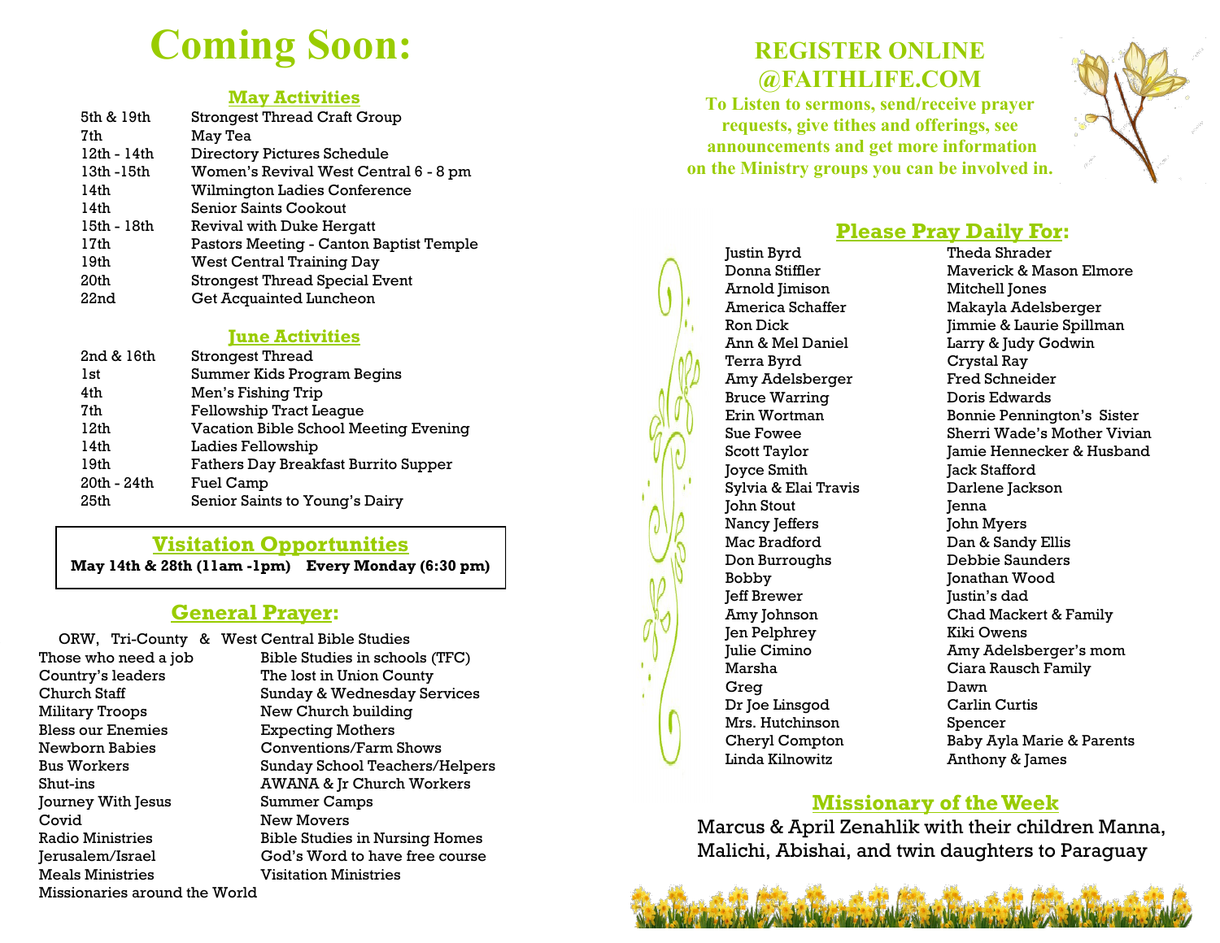# Coming Soon:

## May Activities

| | |
|---|---|
| 5th & 19th | Strongest Thread Craft Group |
| 7th | May Tea |
| 12th - 14th | Directory Pictures Schedule |
| 13th -15th | Women's Revival West Central 6 - 8 pm |
| 14th | Wilmington Ladies Conference |
| 14th | Senior Saints Cookout |
| 15th - 18th | Revival with Duke Hergatt |
| 17th | Pastors Meeting - Canton Baptist Temple |
| 19th | West Central Training Day |
| 20th | Strongest Thread Special Event |
| 22nd | Get Acquainted Luncheon |

## June Activities

| | |
|---|---|
| 2nd & 16th | Strongest Thread |
| 1st | Summer Kids Program Begins |
| 4th | Men's Fishing Trip |
| 7th | Fellowship Tract League |
| 12th | Vacation Bible School Meeting Evening |
| 14th | Ladies Fellowship |
| 19th | Fathers Day Breakfast Burrito Supper |
| 20th - 24th | Fuel Camp |
| 25th | Senior Saints to Young's Dairy |

## Visitation Opportunities

**May 14th & 28th (11am -1pm)  Every Monday (6:30 pm)**

## General Prayer:

ORW, Tri-County & West Central Bible Studies

- Those who need a job
- Country's leaders
- Church Staff
- Military Troops
- Bless our Enemies
- Newborn Babies
- Bus Workers
- Shut-ins
- Journey With Jesus
- Covid
- Radio Ministries
- Jerusalem/Israel
- Meals Ministries
- Missionaries around the World
- Bible Studies in schools (TFC)
- The lost in Union County
- Sunday & Wednesday Services
- New Church building
- Expecting Mothers
- Conventions/Farm Shows
- Sunday School Teachers/Helpers
- AWANA & Jr Church Workers
- Summer Camps
- New Movers
- Bible Studies in Nursing Homes
- God's Word to have free course
- Visitation Ministries

## REGISTER ONLINE @FAITHLIFE.COM

**To Listen to sermons, send/receive prayer requests, give tithes and offerings, see announcements and get more information on the Ministry groups you can be involved in.**

## Please Pray Daily For:

Justin Byrd
Donna Stiffler
Arnold Jimison
America Schaffer
Ron Dick
Ann & Mel Daniel
Terra Byrd
Amy Adelsberger
Bruce Warring
Erin Wortman
Sue Fowee
Scott Taylor
Joyce Smith
Sylvia & Elai Travis
John Stout
Nancy Jeffers
Mac Bradford
Don Burroughs
Bobby
Jeff Brewer
Amy Johnson
Jen Pelphrey
Julie Cimino
Marsha
Greg
Dr Joe Linsgod
Mrs. Hutchinson
Cheryl Compton
Linda Kilnowitz
Theda Shrader
Maverick & Mason Elmore
Mitchell Jones
Makayla Adelsberger
Jimmie & Laurie Spillman
Larry & Judy Godwin
Crystal Ray
Fred Schneider
Doris Edwards
Bonnie Pennington's Sister
Sherri Wade's Mother Vivian
Jamie Hennecker & Husband
Jack Stafford
Darlene Jackson
Jenna
John Myers
Dan & Sandy Ellis
Debbie Saunders
Jonathan Wood
Justin's dad
Chad Mackert & Family
Kiki Owens
Amy Adelsberger's mom
Ciara Rausch Family
Dawn
Carlin Curtis
Spencer
Baby Ayla Marie & Parents
Anthony & James

## Missionary of the Week

Marcus & April Zenahlik with their children Manna, Malichi, Abishai, and twin daughters to Paraguay